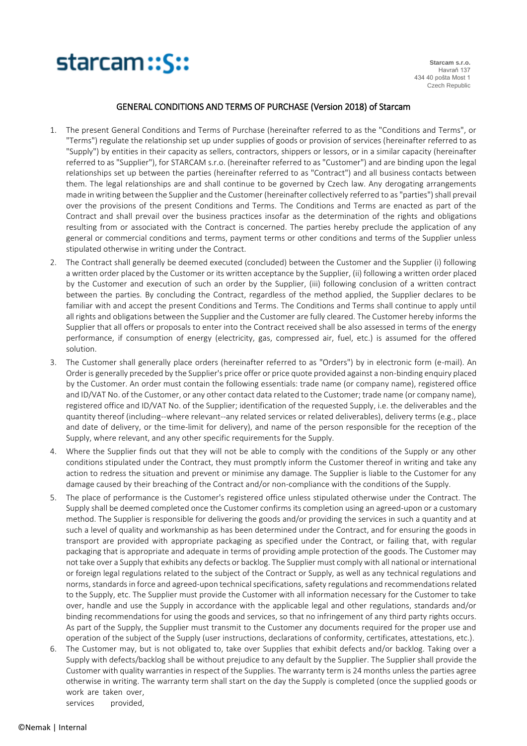starcam::S::

**Starcam s.r.o.**
Havraň 137
434 40 pošta Most 1
Czech Republic

## GENERAL CONDITIONS AND TERMS OF PURCHASE (Version 2018) of Starcam

1. The present General Conditions and Terms of Purchase (hereinafter referred to as the "Conditions and Terms", or "Terms") regulate the relationship set up under supplies of goods or provision of services (hereinafter referred to as "Supply") by entities in their capacity as sellers, contractors, shippers or lessors, or in a similar capacity (hereinafter referred to as "Supplier"), for STARCAM s.r.o. (hereinafter referred to as "Customer") and are binding upon the legal relationships set up between the parties (hereinafter referred to as "Contract") and all business contacts between them. The legal relationships are and shall continue to be governed by Czech law. Any derogating arrangements made in writing between the Supplier and the Customer (hereinafter collectively referred to as "parties") shall prevail over the provisions of the present Conditions and Terms. The Conditions and Terms are enacted as part of the Contract and shall prevail over the business practices insofar as the determination of the rights and obligations resulting from or associated with the Contract is concerned. The parties hereby preclude the application of any general or commercial conditions and terms, payment terms or other conditions and terms of the Supplier unless stipulated otherwise in writing under the Contract.
2. The Contract shall generally be deemed executed (concluded) between the Customer and the Supplier (i) following a written order placed by the Customer or its written acceptance by the Supplier, (ii) following a written order placed by the Customer and execution of such an order by the Supplier, (iii) following conclusion of a written contract between the parties. By concluding the Contract, regardless of the method applied, the Supplier declares to be familiar with and accept the present Conditions and Terms. The Conditions and Terms shall continue to apply until all rights and obligations between the Supplier and the Customer are fully cleared. The Customer hereby informs the Supplier that all offers or proposals to enter into the Contract received shall be also assessed in terms of the energy performance, if consumption of energy (electricity, gas, compressed air, fuel, etc.) is assumed for the offered solution.
3. The Customer shall generally place orders (hereinafter referred to as "Orders") by in electronic form (e-mail). An Order is generally preceded by the Supplier's price offer or price quote provided against a non-binding enquiry placed by the Customer. An order must contain the following essentials: trade name (or company name), registered office and ID/VAT No. of the Customer, or any other contact data related to the Customer; trade name (or company name), registered office and ID/VAT No. of the Supplier; identification of the requested Supply, i.e. the deliverables and the quantity thereof (including--where relevant--any related services or related deliverables), delivery terms (e.g., place and date of delivery, or the time-limit for delivery), and name of the person responsible for the reception of the Supply, where relevant, and any other specific requirements for the Supply.
4. Where the Supplier finds out that they will not be able to comply with the conditions of the Supply or any other conditions stipulated under the Contract, they must promptly inform the Customer thereof in writing and take any action to redress the situation and prevent or minimise any damage. The Supplier is liable to the Customer for any damage caused by their breaching of the Contract and/or non-compliance with the conditions of the Supply.
5. The place of performance is the Customer's registered office unless stipulated otherwise under the Contract. The Supply shall be deemed completed once the Customer confirms its completion using an agreed-upon or a customary method. The Supplier is responsible for delivering the goods and/or providing the services in such a quantity and at such a level of quality and workmanship as has been determined under the Contract, and for ensuring the goods in transport are provided with appropriate packaging as specified under the Contract, or failing that, with regular packaging that is appropriate and adequate in terms of providing ample protection of the goods. The Customer may not take over a Supply that exhibits any defects or backlog. The Supplier must comply with all national or international or foreign legal regulations related to the subject of the Contract or Supply, as well as any technical regulations and norms, standards in force and agreed-upon technical specifications, safety regulations and recommendations related to the Supply, etc. The Supplier must provide the Customer with all information necessary for the Customer to take over, handle and use the Supply in accordance with the applicable legal and other regulations, standards and/or binding recommendations for using the goods and services, so that no infringement of any third party rights occurs. As part of the Supply, the Supplier must transmit to the Customer any documents required for the proper use and operation of the subject of the Supply (user instructions, declarations of conformity, certificates, attestations, etc.).
6. The Customer may, but is not obligated to, take over Supplies that exhibit defects and/or backlog. Taking over a Supply with defects/backlog shall be without prejudice to any default by the Supplier. The Supplier shall provide the Customer with quality warranties in respect of the Supplies. The warranty term is 24 months unless the parties agree otherwise in writing. The warranty term shall start on the day the Supply is completed (once the supplied goods or work are taken over,
services provided,

©Nemak | Internal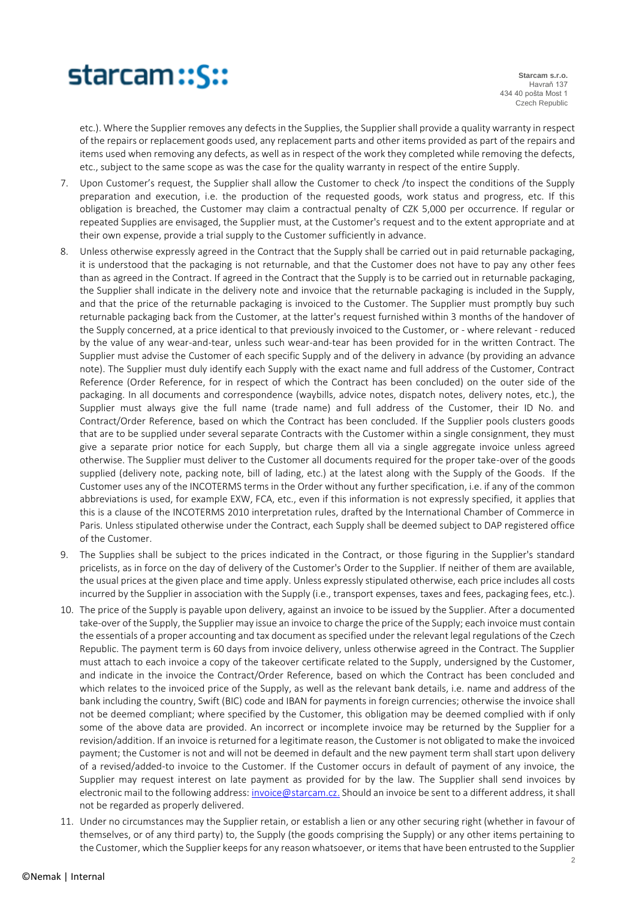etc.). Where the Supplier removes any defects in the Supplies, the Supplier shall provide a quality warranty in respect of the repairs or replacement goods used, any replacement parts and other items provided as part of the repairs and items used when removing any defects, as well as in respect of the work they completed while removing the defects, etc., subject to the same scope as was the case for the quality warranty in respect of the entire Supply.

7. Upon Customer's request, the Supplier shall allow the Customer to check /to inspect the conditions of the Supply preparation and execution, i.e. the production of the requested goods, work status and progress, etc. If this obligation is breached, the Customer may claim a contractual penalty of CZK 5,000 per occurrence. If regular or repeated Supplies are envisaged, the Supplier must, at the Customer's request and to the extent appropriate and at their own expense, provide a trial supply to the Customer sufficiently in advance.
8. Unless otherwise expressly agreed in the Contract that the Supply shall be carried out in paid returnable packaging, it is understood that the packaging is not returnable, and that the Customer does not have to pay any other fees than as agreed in the Contract. If agreed in the Contract that the Supply is to be carried out in returnable packaging, the Supplier shall indicate in the delivery note and invoice that the returnable packaging is included in the Supply, and that the price of the returnable packaging is invoiced to the Customer. The Supplier must promptly buy such returnable packaging back from the Customer, at the latter's request furnished within 3 months of the handover of the Supply concerned, at a price identical to that previously invoiced to the Customer, or - where relevant - reduced by the value of any wear-and-tear, unless such wear-and-tear has been provided for in the written Contract. The Supplier must advise the Customer of each specific Supply and of the delivery in advance (by providing an advance note). The Supplier must duly identify each Supply with the exact name and full address of the Customer, Contract Reference (Order Reference, for in respect of which the Contract has been concluded) on the outer side of the packaging. In all documents and correspondence (waybills, advice notes, dispatch notes, delivery notes, etc.), the Supplier must always give the full name (trade name) and full address of the Customer, their ID No. and Contract/Order Reference, based on which the Contract has been concluded. If the Supplier pools clusters goods that are to be supplied under several separate Contracts with the Customer within a single consignment, they must give a separate prior notice for each Supply, but charge them all via a single aggregate invoice unless agreed otherwise. The Supplier must deliver to the Customer all documents required for the proper take-over of the goods supplied (delivery note, packing note, bill of lading, etc.) at the latest along with the Supply of the Goods. If the Customer uses any of the INCOTERMS terms in the Order without any further specification, i.e. if any of the common abbreviations is used, for example EXW, FCA, etc., even if this information is not expressly specified, it applies that this is a clause of the INCOTERMS 2010 interpretation rules, drafted by the International Chamber of Commerce in Paris. Unless stipulated otherwise under the Contract, each Supply shall be deemed subject to DAP registered office of the Customer.
9. The Supplies shall be subject to the prices indicated in the Contract, or those figuring in the Supplier's standard pricelists, as in force on the day of delivery of the Customer's Order to the Supplier. If neither of them are available, the usual prices at the given place and time apply. Unless expressly stipulated otherwise, each price includes all costs incurred by the Supplier in association with the Supply (i.e., transport expenses, taxes and fees, packaging fees, etc.).
10. The price of the Supply is payable upon delivery, against an invoice to be issued by the Supplier. After a documented take-over of the Supply, the Supplier may issue an invoice to charge the price of the Supply; each invoice must contain the essentials of a proper accounting and tax document as specified under the relevant legal regulations of the Czech Republic. The payment term is 60 days from invoice delivery, unless otherwise agreed in the Contract. The Supplier must attach to each invoice a copy of the takeover certificate related to the Supply, undersigned by the Customer, and indicate in the invoice the Contract/Order Reference, based on which the Contract has been concluded and which relates to the invoiced price of the Supply, as well as the relevant bank details, i.e. name and address of the bank including the country, Swift (BIC) code and IBAN for payments in foreign currencies; otherwise the invoice shall not be deemed compliant; where specified by the Customer, this obligation may be deemed complied with if only some of the above data are provided. An incorrect or incomplete invoice may be returned by the Supplier for a revision/addition. If an invoice is returned for a legitimate reason, the Customer is not obligated to make the invoiced payment; the Customer is not and will not be deemed in default and the new payment term shall start upon delivery of a revised/added-to invoice to the Customer. If the Customer occurs in default of payment of any invoice, the Supplier may request interest on late payment as provided for by the law. The Supplier shall send invoices by electronic mail to the following address: invoice@starcam.cz. Should an invoice be sent to a different address, it shall not be regarded as properly delivered.
11. Under no circumstances may the Supplier retain, or establish a lien or any other securing right (whether in favour of themselves, or of any third party) to, the Supply (the goods comprising the Supply) or any other items pertaining to the Customer, which the Supplier keeps for any reason whatsoever, or items that have been entrusted to the Supplier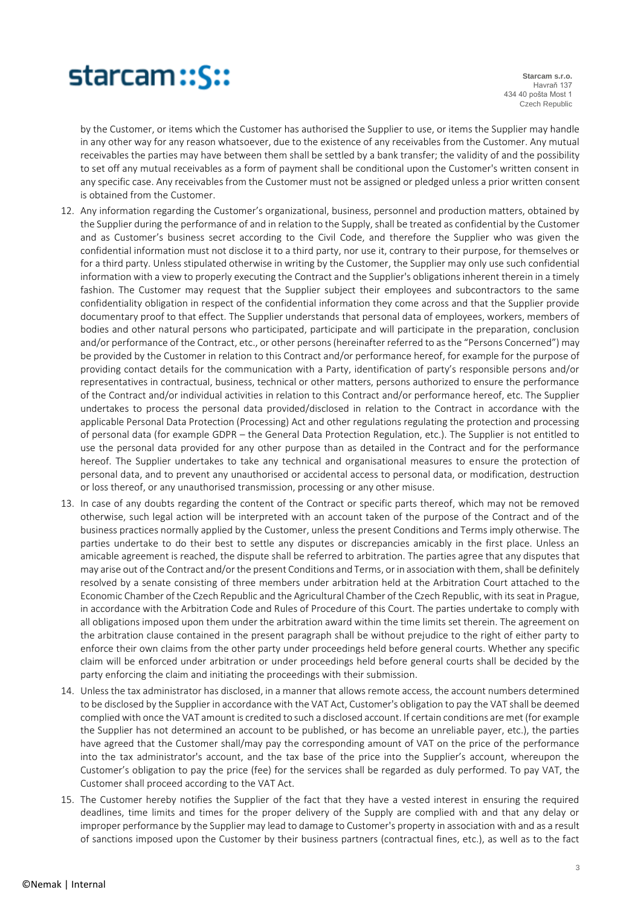by the Customer, or items which the Customer has authorised the Supplier to use, or items the Supplier may handle in any other way for any reason whatsoever, due to the existence of any receivables from the Customer. Any mutual receivables the parties may have between them shall be settled by a bank transfer; the validity of and the possibility to set off any mutual receivables as a form of payment shall be conditional upon the Customer's written consent in any specific case. Any receivables from the Customer must not be assigned or pledged unless a prior written consent is obtained from the Customer.

12. Any information regarding the Customer's organizational, business, personnel and production matters, obtained by the Supplier during the performance of and in relation to the Supply, shall be treated as confidential by the Customer and as Customer's business secret according to the Civil Code, and therefore the Supplier who was given the confidential information must not disclose it to a third party, nor use it, contrary to their purpose, for themselves or for a third party. Unless stipulated otherwise in writing by the Customer, the Supplier may only use such confidential information with a view to properly executing the Contract and the Supplier's obligations inherent therein in a timely fashion. The Customer may request that the Supplier subject their employees and subcontractors to the same confidentiality obligation in respect of the confidential information they come across and that the Supplier provide documentary proof to that effect. The Supplier understands that personal data of employees, workers, members of bodies and other natural persons who participated, participate and will participate in the preparation, conclusion and/or performance of the Contract, etc., or other persons (hereinafter referred to as the "Persons Concerned") may be provided by the Customer in relation to this Contract and/or performance hereof, for example for the purpose of providing contact details for the communication with a Party, identification of party's responsible persons and/or representatives in contractual, business, technical or other matters, persons authorized to ensure the performance of the Contract and/or individual activities in relation to this Contract and/or performance hereof, etc. The Supplier undertakes to process the personal data provided/disclosed in relation to the Contract in accordance with the applicable Personal Data Protection (Processing) Act and other regulations regulating the protection and processing of personal data (for example GDPR – the General Data Protection Regulation, etc.). The Supplier is not entitled to use the personal data provided for any other purpose than as detailed in the Contract and for the performance hereof. The Supplier undertakes to take any technical and organisational measures to ensure the protection of personal data, and to prevent any unauthorised or accidental access to personal data, or modification, destruction or loss thereof, or any unauthorised transmission, processing or any other misuse.
13. In case of any doubts regarding the content of the Contract or specific parts thereof, which may not be removed otherwise, such legal action will be interpreted with an account taken of the purpose of the Contract and of the business practices normally applied by the Customer, unless the present Conditions and Terms imply otherwise. The parties undertake to do their best to settle any disputes or discrepancies amicably in the first place. Unless an amicable agreement is reached, the dispute shall be referred to arbitration. The parties agree that any disputes that may arise out of the Contract and/or the present Conditions and Terms, or in association with them, shall be definitely resolved by a senate consisting of three members under arbitration held at the Arbitration Court attached to the Economic Chamber of the Czech Republic and the Agricultural Chamber of the Czech Republic, with its seat in Prague, in accordance with the Arbitration Code and Rules of Procedure of this Court. The parties undertake to comply with all obligations imposed upon them under the arbitration award within the time limits set therein. The agreement on the arbitration clause contained in the present paragraph shall be without prejudice to the right of either party to enforce their own claims from the other party under proceedings held before general courts. Whether any specific claim will be enforced under arbitration or under proceedings held before general courts shall be decided by the party enforcing the claim and initiating the proceedings with their submission.
14. Unless the tax administrator has disclosed, in a manner that allows remote access, the account numbers determined to be disclosed by the Supplier in accordance with the VAT Act, Customer's obligation to pay the VAT shall be deemed complied with once the VAT amount is credited to such a disclosed account. If certain conditions are met (for example the Supplier has not determined an account to be published, or has become an unreliable payer, etc.), the parties have agreed that the Customer shall/may pay the corresponding amount of VAT on the price of the performance into the tax administrator's account, and the tax base of the price into the Supplier's account, whereupon the Customer's obligation to pay the price (fee) for the services shall be regarded as duly performed. To pay VAT, the Customer shall proceed according to the VAT Act.
15. The Customer hereby notifies the Supplier of the fact that they have a vested interest in ensuring the required deadlines, time limits and times for the proper delivery of the Supply are complied with and that any delay or improper performance by the Supplier may lead to damage to Customer's property in association with and as a result of sanctions imposed upon the Customer by their business partners (contractual fines, etc.), as well as to the fact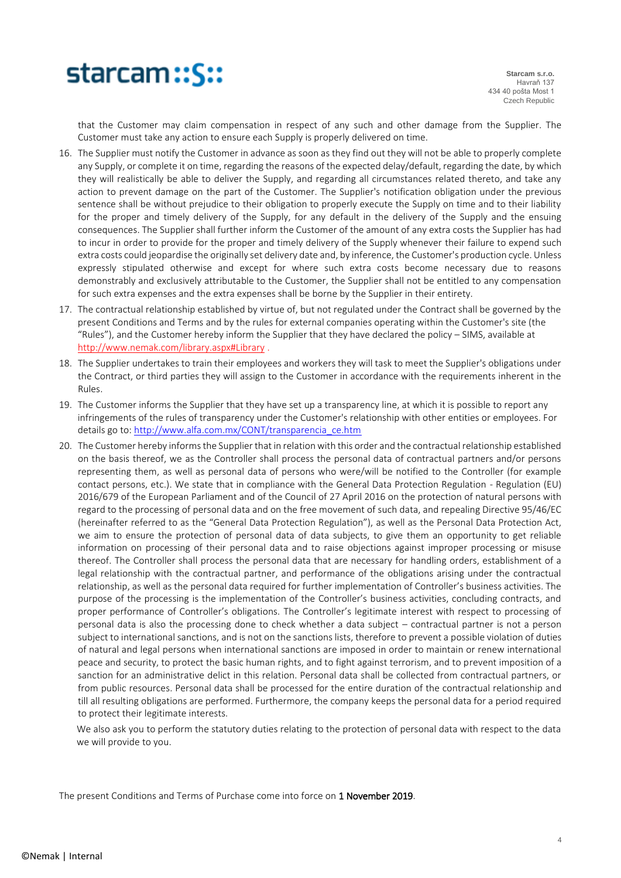that the Customer may claim compensation in respect of any such and other damage from the Supplier. The Customer must take any action to ensure each Supply is properly delivered on time.

16. The Supplier must notify the Customer in advance as soon as they find out they will not be able to properly complete any Supply, or complete it on time, regarding the reasons of the expected delay/default, regarding the date, by which they will realistically be able to deliver the Supply, and regarding all circumstances related thereto, and take any action to prevent damage on the part of the Customer. The Supplier's notification obligation under the previous sentence shall be without prejudice to their obligation to properly execute the Supply on time and to their liability for the proper and timely delivery of the Supply, for any default in the delivery of the Supply and the ensuing consequences. The Supplier shall further inform the Customer of the amount of any extra costs the Supplier has had to incur in order to provide for the proper and timely delivery of the Supply whenever their failure to expend such extra costs could jeopardise the originally set delivery date and, by inference, the Customer's production cycle. Unless expressly stipulated otherwise and except for where such extra costs become necessary due to reasons demonstrably and exclusively attributable to the Customer, the Supplier shall not be entitled to any compensation for such extra expenses and the extra expenses shall be borne by the Supplier in their entirety.
17. The contractual relationship established by virtue of, but not regulated under the Contract shall be governed by the present Conditions and Terms and by the rules for external companies operating within the Customer's site (the "Rules"), and the Customer hereby inform the Supplier that they have declared the policy – SIMS, available at http://www.nemak.com/library.aspx#Library .
18. The Supplier undertakes to train their employees and workers they will task to meet the Supplier's obligations under the Contract, or third parties they will assign to the Customer in accordance with the requirements inherent in the Rules.
19. The Customer informs the Supplier that they have set up a transparency line, at which it is possible to report any infringements of the rules of transparency under the Customer's relationship with other entities or employees. For details go to: http://www.alfa.com.mx/CONT/transparencia_ce.htm
20. The Customer hereby informs the Supplier that in relation with this order and the contractual relationship established on the basis thereof, we as the Controller shall process the personal data of contractual partners and/or persons representing them, as well as personal data of persons who were/will be notified to the Controller (for example contact persons, etc.). We state that in compliance with the General Data Protection Regulation - Regulation (EU) 2016/679 of the European Parliament and of the Council of 27 April 2016 on the protection of natural persons with regard to the processing of personal data and on the free movement of such data, and repealing Directive 95/46/EC (hereinafter referred to as the "General Data Protection Regulation"), as well as the Personal Data Protection Act, we aim to ensure the protection of personal data of data subjects, to give them an opportunity to get reliable information on processing of their personal data and to raise objections against improper processing or misuse thereof. The Controller shall process the personal data that are necessary for handling orders, establishment of a legal relationship with the contractual partner, and performance of the obligations arising under the contractual relationship, as well as the personal data required for further implementation of Controller's business activities. The purpose of the processing is the implementation of the Controller's business activities, concluding contracts, and proper performance of Controller's obligations. The Controller's legitimate interest with respect to processing of personal data is also the processing done to check whether a data subject – contractual partner is not a person subject to international sanctions, and is not on the sanctions lists, therefore to prevent a possible violation of duties of natural and legal persons when international sanctions are imposed in order to maintain or renew international peace and security, to protect the basic human rights, and to fight against terrorism, and to prevent imposition of a sanction for an administrative delict in this relation. Personal data shall be collected from contractual partners, or from public resources. Personal data shall be processed for the entire duration of the contractual relationship and till all resulting obligations are performed. Furthermore, the company keeps the personal data for a period required to protect their legitimate interests.

    We also ask you to perform the statutory duties relating to the protection of personal data with respect to the data we will provide to you.

The present Conditions and Terms of Purchase come into force on **1 November 2019**.